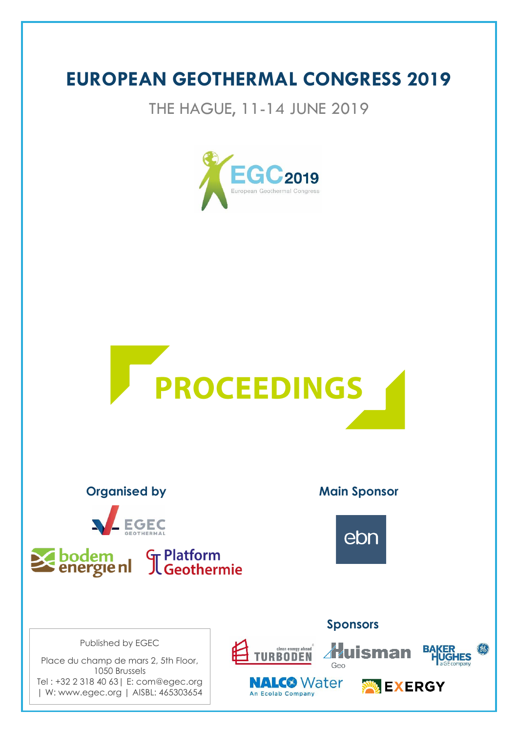# EUROPEAN GEOTHERMAL CONGRESS 2019

THE HAGUE, 11-14 JUNE 2019

# PROCEEDINGS

**Organised by**

**Main Sponsor**

**Sponsors**

Published by EGEC

Place du champ de mars 2, 5th Floor, 1050 Brussels

Tel : +32 2 318 40 63 | E: com@egec.org | W: www.egec.org | AISBL: 465303654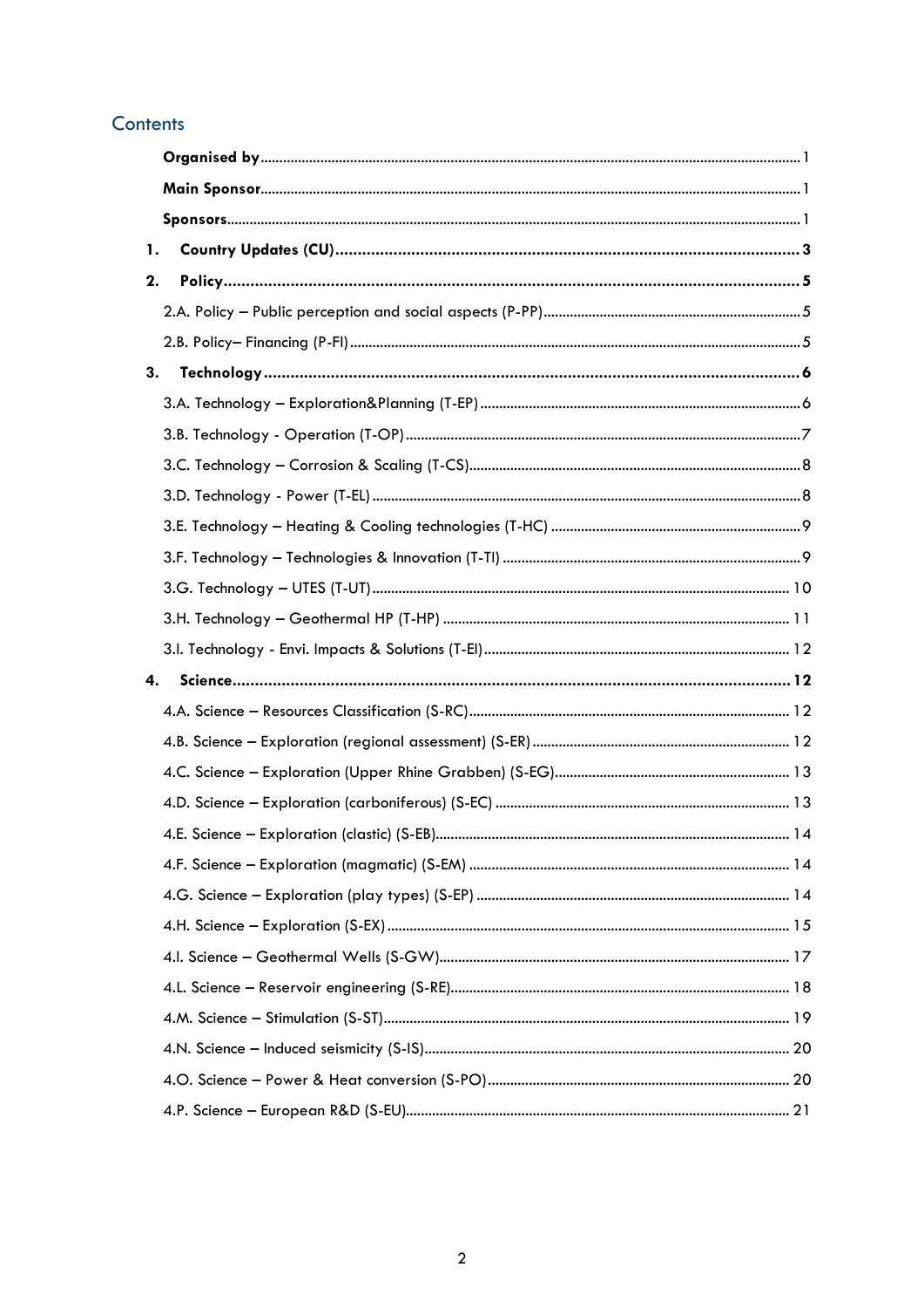# Contents

**Organised by** ... 1

**Main Sponsor** ... 1

**Sponsors** ... 1

**1. Country Updates (CU)** ... 3

**2. Policy** ... 5

2.A. Policy – Public perception and social aspects (P-PP) ... 5

2.B. Policy– Financing (P-FI) ... 5

**3. Technology** ... 6

3.A. Technology – Exploration&Planning (T-EP) ... 6

3.B. Technology - Operation (T-OP) ... 7

3.C. Technology – Corrosion & Scaling (T-CS) ... 8

3.D. Technology - Power (T-EL) ... 8

3.E. Technology – Heating & Cooling technologies (T-HC) ... 9

3.F. Technology – Technologies & Innovation (T-TI) ... 9

3.G. Technology – UTES (T-UT) ... 10

3.H. Technology – Geothermal HP (T-HP) ... 11

3.I. Technology - Envi. Impacts & Solutions (T-EI) ... 12

**4. Science** ... 12

4.A. Science – Resources Classification (S-RC) ... 12

4.B. Science – Exploration (regional assessment) (S-ER) ... 12

4.C. Science – Exploration (Upper Rhine Grabben) (S-EG) ... 13

4.D. Science – Exploration (carboniferous) (S-EC) ... 13

4.E. Science – Exploration (clastic) (S-EB) ... 14

4.F. Science – Exploration (magmatic) (S-EM) ... 14

4.G. Science – Exploration (play types) (S-EP) ... 14

4.H. Science – Exploration (S-EX) ... 15

4.I. Science – Geothermal Wells (S-GW) ... 17

4.L. Science – Reservoir engineering (S-RE) ... 18

4.M. Science – Stimulation (S-ST) ... 19

4.N. Science – Induced seismicity (S-IS) ... 20

4.O. Science – Power & Heat conversion (S-PO) ... 20

4.P. Science – European R&D (S-EU) ... 21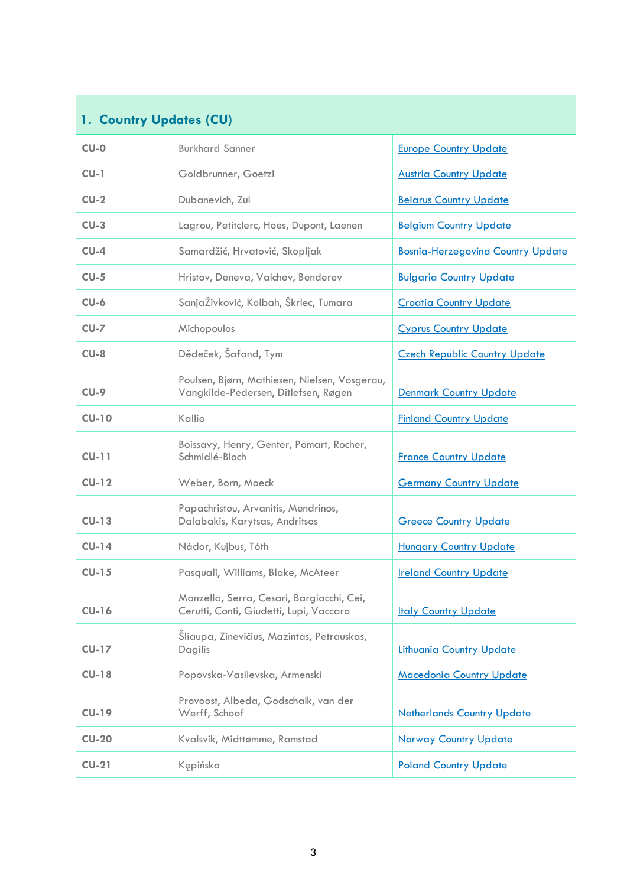| 1. Country Updates (CU) | | |
|---|---|---|
| CU-0 | Burkhard Sanner | Europe Country Update |
| CU-1 | Goldbrunner, Goetzl | Austria Country Update |
| CU-2 | Dubanevich, Zui | Belarus Country Update |
| CU-3 | Lagrou, Petitclerc, Hoes, Dupont, Laenen | Belgium Country Update |
| CU-4 | Samardžić, Hrvatović, Skopljak | Bosnia-Herzegovina Country Update |
| CU-5 | Hristov, Deneva, Valchev, Benderev | Bulgaria Country Update |
| CU-6 | SanjaŽivković, Kolbah, Škrlec, Tumara | Croatia Country Update |
| CU-7 | Michopoulos | Cyprus Country Update |
| CU-8 | Dědeček, Šafand, Tym | Czech Republic Country Update |
| CU-9 | Poulsen, Bjørn, Mathiesen, Nielsen, Vosgerau, Vangkilde-Pedersen, Ditlefsen, Røgen | Denmark Country Update |
| CU-10 | Kallio | Finland Country Update |
| CU-11 | Boissavy, Henry, Genter, Pomart, Rocher, Schmidlé-Bloch | France Country Update |
| CU-12 | Weber, Born, Moeck | Germany Country Update |
| CU-13 | Papachristou, Arvanitis, Mendrinos, Dalabakis, Karytsas, Andritsos | Greece Country Update |
| CU-14 | Nádor, Kujbus, Tóth | Hungary Country Update |
| CU-15 | Pasquali, Williams, Blake, McAteer | Ireland Country Update |
| CU-16 | Manzella, Serra, Cesari, Bargiacchi, Cei, Cerutti, Conti, Giudetti, Lupi, Vaccaro | Italy Country Update |
| CU-17 | Šliaupa, Zinevičius, Mazintas, Petrauskas, Dagilis | Lithuania Country Update |
| CU-18 | Popovska-Vasilevska, Armenski | Macedonia Country Update |
| CU-19 | Provoost, Albeda, Godschalk, van der Werff, Schoof | Netherlands Country Update |
| CU-20 | Kvalsvik, Midttømme, Ramstad | Norway Country Update |
| CU-21 | Kępińska | Poland Country Update |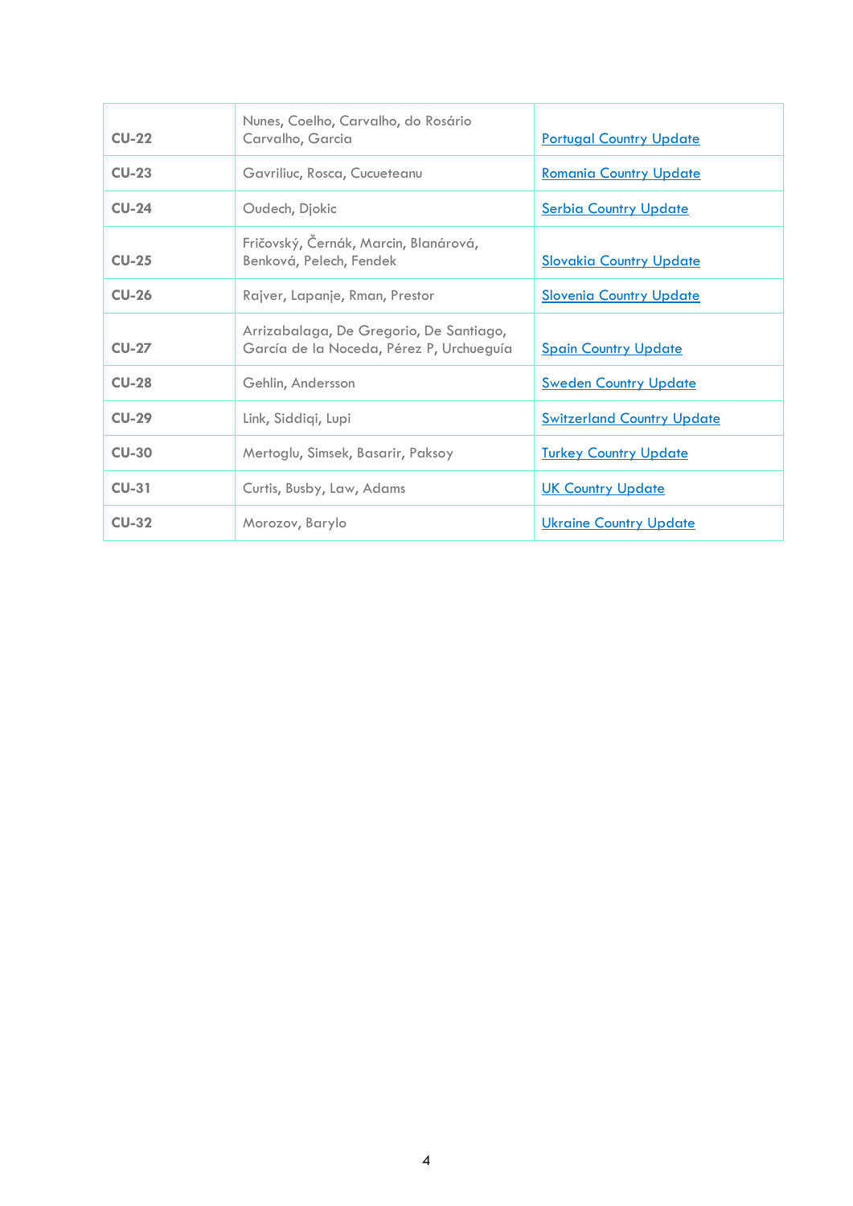| | | |
|---|---|---|
| **CU-22** | Nunes, Coelho, Carvalho, do Rosário Carvalho, Garcia | Portugal Country Update |
| **CU-23** | Gavriliuc, Rosca, Cucueteanu | Romania Country Update |
| **CU-24** | Oudech, Djokic | Serbia Country Update |
| **CU-25** | Fričovský, Černák, Marcin, Blanárová, Benková, Pelech, Fendek | Slovakia Country Update |
| **CU-26** | Rajver, Lapanje, Rman, Prestor | Slovenia Country Update |
| **CU-27** | Arrizabalaga, De Gregorio, De Santiago, García de la Noceda, Pérez P, Urchueguía | Spain Country Update |
| **CU-28** | Gehlin, Andersson | Sweden Country Update |
| **CU-29** | Link, Siddiqi, Lupi | Switzerland Country Update |
| **CU-30** | Mertoglu, Simsek, Basarir, Paksoy | Turkey Country Update |
| **CU-31** | Curtis, Busby, Law, Adams | UK Country Update |
| **CU-32** | Morozov, Barylo | Ukraine Country Update |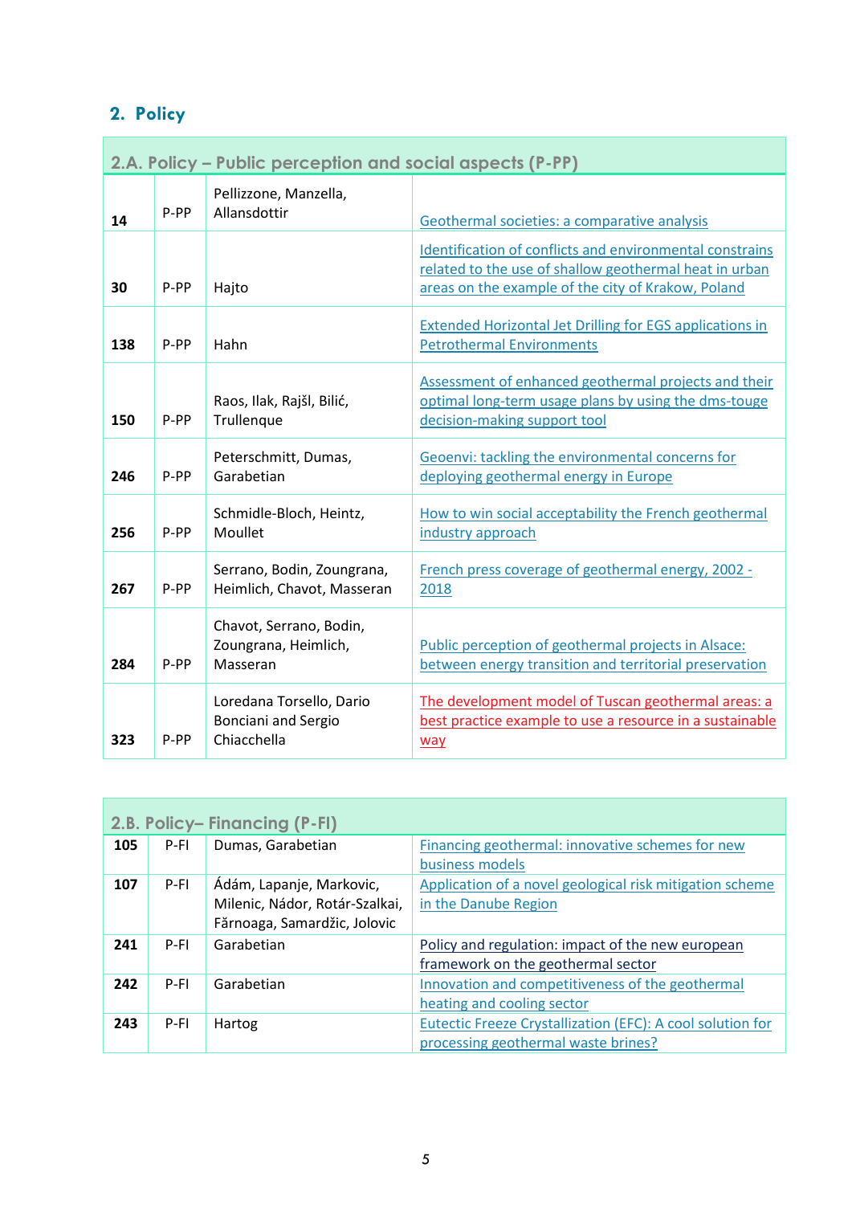## 2. Policy

| 2.A. Policy – Public perception and social aspects (P-PP) | | | |
|---|---|---|---|
| 14 | P-PP | Pellizzone, Manzella, Allansdottir | Geothermal societies: a comparative analysis |
| 30 | P-PP | Hajto | Identification of conflicts and environmental constrains related to the use of shallow geothermal heat in urban areas on the example of the city of Krakow, Poland |
| 138 | P-PP | Hahn | Extended Horizontal Jet Drilling for EGS applications in Petrothermal Environments |
| 150 | P-PP | Raos, Ilak, Rajšl, Bilić, Trullenque | Assessment of enhanced geothermal projects and their optimal long-term usage plans by using the dms-touge decision-making support tool |
| 246 | P-PP | Peterschmitt, Dumas, Garabetian | Geoenvi: tackling the environmental concerns for deploying geothermal energy in Europe |
| 256 | P-PP | Schmidle-Bloch, Heintz, Moullet | How to win social acceptability the French geothermal industry approach |
| 267 | P-PP | Serrano, Bodin, Zoungrana, Heimlich, Chavot, Masseran | French press coverage of geothermal energy, 2002 - 2018 |
| 284 | P-PP | Chavot, Serrano, Bodin, Zoungrana, Heimlich, Masseran | Public perception of geothermal projects in Alsace: between energy transition and territorial preservation |
| 323 | P-PP | Loredana Torsello, Dario Bonciani and Sergio Chiacchella | The development model of Tuscan geothermal areas: a best practice example to use a resource in a sustainable way |

| 2.B. Policy– Financing (P-FI) | | | |
|---|---|---|---|
| 105 | P-FI | Dumas, Garabetian | Financing geothermal: innovative schemes for new business models |
| 107 | P-FI | Ádám, Lapanje, Markovic, Milenic, Nádor, Rotár-Szalkai, Fărnoaga, Samardžic, Jolovic | Application of a novel geological risk mitigation scheme in the Danube Region |
| 241 | P-FI | Garabetian | Policy and regulation: impact of the new european framework on the geothermal sector |
| 242 | P-FI | Garabetian | Innovation and competitiveness of the geothermal heating and cooling sector |
| 243 | P-FI | Hartog | Eutectic Freeze Crystallization (EFC): A cool solution for processing geothermal waste brines? |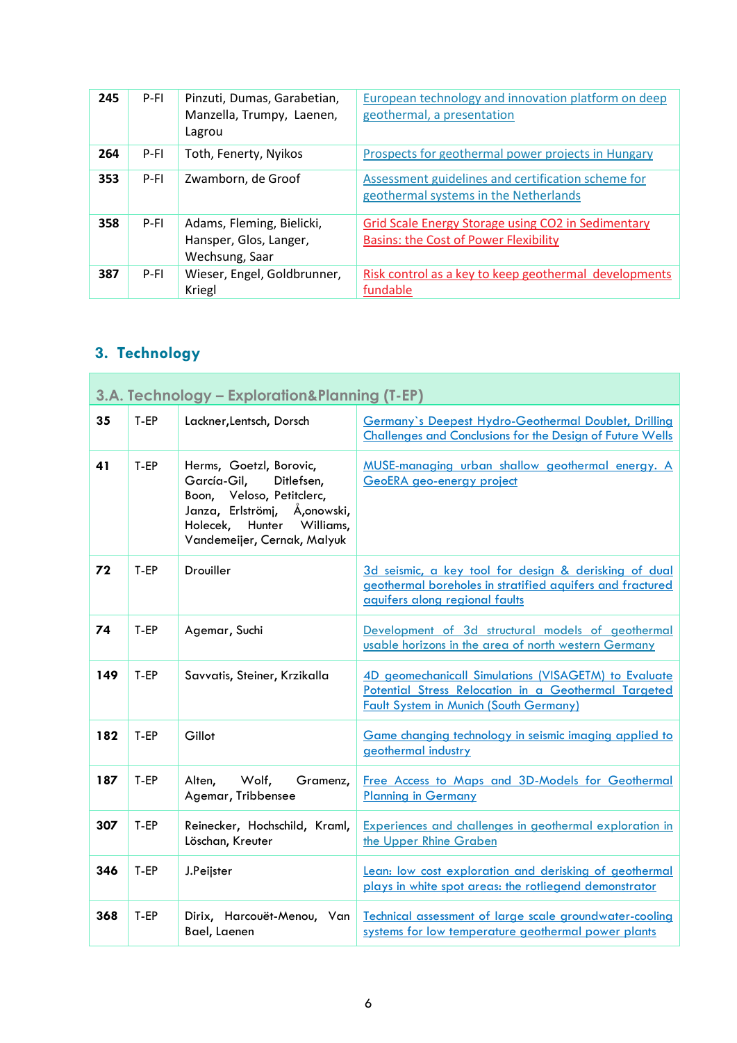| | | | |
|---|---|---|---|
| **245** | P-FI | Pinzuti, Dumas, Garabetian, Manzella, Trumpy, Laenen, Lagrou | European technology and innovation platform on deep geothermal, a presentation |
| **264** | P-FI | Toth, Fenerty, Nyikos | Prospects for geothermal power projects in Hungary |
| **353** | P-FI | Zwamborn, de Groof | Assessment guidelines and certification scheme for geothermal systems in the Netherlands |
| **358** | P-FI | Adams, Fleming, Bielicki, Hansper, Glos, Langer, Wechsung, Saar | Grid Scale Energy Storage using CO2 in Sedimentary Basins: the Cost of Power Flexibility |
| **387** | P-FI | Wieser, Engel, Goldbrunner, Kriegl | Risk control as a key to keep geothermal developments fundable |

## 3. Technology

| 3.A. Technology – Exploration&Planning (T-EP) | | | |
|---|---|---|---|
| **35** | T-EP | Lackner,Lentsch, Dorsch | Germany`s Deepest Hydro-Geothermal Doublet, Drilling Challenges and Conclusions for the Design of Future Wells |
| **41** | T-EP | Herms, Goetzl, Borovic, García-Gil, Ditlefsen, Boon, Veloso, Petitclerc, Janza, Erlströmj, Å,onowski, Holecek, Hunter Williams, Vandemeijer, Cernak, Malyuk | MUSE-managing urban shallow geothermal energy. A GeoERA geo-energy project |
| **72** | T-EP | Drouiller | 3d seismic, a key tool for design & derisking of dual geothermal boreholes in stratified aquifers and fractured aquifers along regional faults |
| **74** | T-EP | Agemar, Suchi | Development of 3d structural models of geothermal usable horizons in the area of north western Germany |
| **149** | T-EP | Savvatis, Steiner, Krzikalla | 4D geomechanicall Simulations (VISAGETM) to Evaluate Potential Stress Relocation in a Geothermal Targeted Fault System in Munich (South Germany) |
| **182** | T-EP | Gillot | Game changing technology in seismic imaging applied to geothermal industry |
| **187** | T-EP | Alten, Wolf, Gramenz, Agemar, Tribbensee | Free Access to Maps and 3D-Models for Geothermal Planning in Germany |
| **307** | T-EP | Reinecker, Hochschild, Kraml, Löschan, Kreuter | Experiences and challenges in geothermal exploration in the Upper Rhine Graben |
| **346** | T-EP | J.Peijster | Lean: low cost exploration and derisking of geothermal plays in white spot areas: the rotliegend demonstrator |
| **368** | T-EP | Dirix, Harcouët-Menou, Van Bael, Laenen | Technical assessment of large scale groundwater-cooling systems for low temperature geothermal power plants |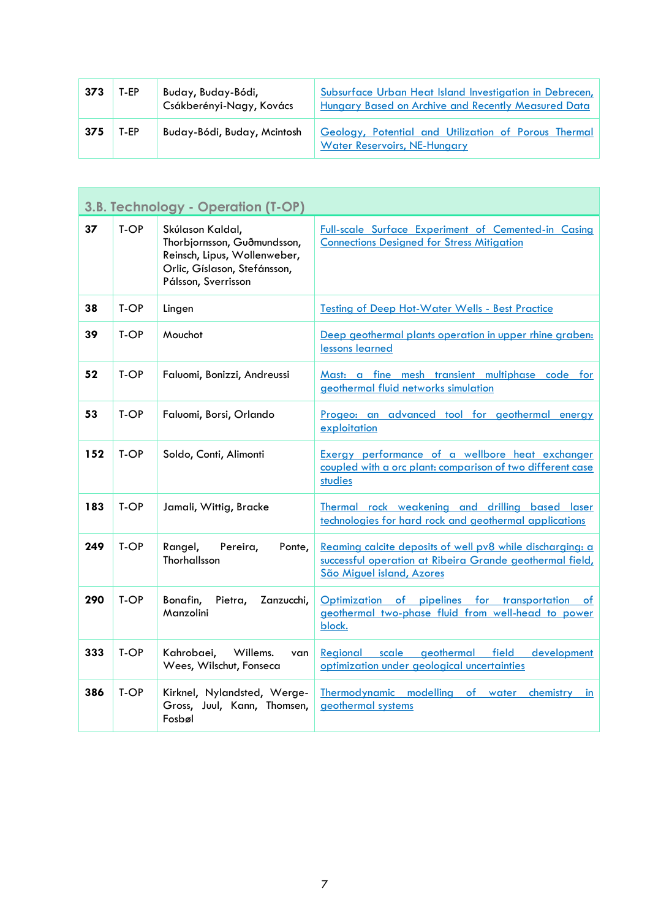| | | | |
|---|---|---|---|
| 373 | T-EP | Buday, Buday-Bódi, Csákberényi-Nagy, Kovács | Subsurface Urban Heat Island Investigation in Debrecen, Hungary Based on Archive and Recently Measured Data |
| 375 | T-EP | Buday-Bódi, Buday, Mcintosh | Geology, Potential and Utilization of Porous Thermal Water Reservoirs, NE-Hungary |

## 3.B. Technology - Operation (T-OP)

| | | | |
|---|---|---|---|
| 37 | T-OP | Skúlason Kaldal, Thorbjornsson, Guðmundsson, Reinsch, Lipus, Wollenweber, Orlic, Gíslason, Stefánsson, Pálsson, Sverrisson | Full-scale Surface Experiment of Cemented-in Casing Connections Designed for Stress Mitigation |
| 38 | T-OP | Lingen | Testing of Deep Hot-Water Wells - Best Practice |
| 39 | T-OP | Mouchot | Deep geothermal plants operation in upper rhine graben: lessons learned |
| 52 | T-OP | Faluomi, Bonizzi, Andreussi | Mast: a fine mesh transient multiphase code for geothermal fluid networks simulation |
| 53 | T-OP | Faluomi, Borsi, Orlando | Progeo: an advanced tool for geothermal energy exploitation |
| 152 | T-OP | Soldo, Conti, Alimonti | Exergy performance of a wellbore heat exchanger coupled with a orc plant: comparison of two different case studies |
| 183 | T-OP | Jamali, Wittig, Bracke | Thermal rock weakening and drilling based laser technologies for hard rock and geothermal applications |
| 249 | T-OP | Rangel, Pereira, Ponte, Thorhallsson | Reaming calcite deposits of well pv8 while discharging: a successful operation at Ribeira Grande geothermal field, São Miguel island, Azores |
| 290 | T-OP | Bonafin, Pietra, Zanzucchi, Manzolini | Optimization of pipelines for transportation of geothermal two-phase fluid from well-head to power block. |
| 333 | T-OP | Kahrobaei, Willems. van Wees, Wilschut, Fonseca | Regional scale geothermal field development optimization under geological uncertainties |
| 386 | T-OP | Kirknel, Nylandsted, Werge-Gross, Juul, Kann, Thomsen, Fosbøl | Thermodynamic modelling of water chemistry in geothermal systems |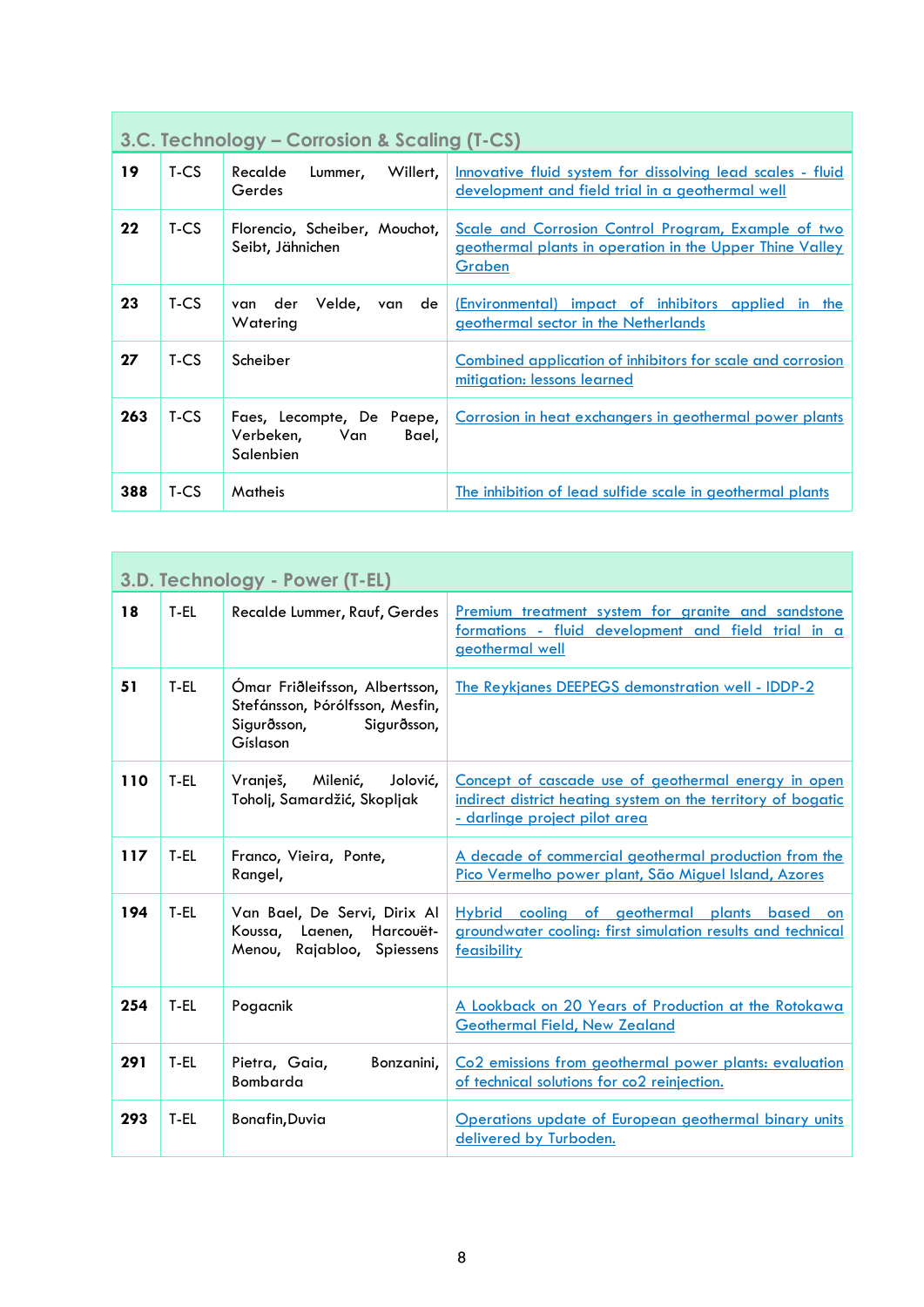| 3.C. Technology – Corrosion & Scaling (T-CS) | | | |
|---|---|---|---|
| **19** | T-CS | Recalde Lummer, Willert, Gerdes | Innovative fluid system for dissolving lead scales - fluid development and field trial in a geothermal well |
| **22** | T-CS | Florencio, Scheiber, Mouchot, Seibt, Jähnichen | Scale and Corrosion Control Program, Example of two geothermal plants in operation in the Upper Thine Valley Graben |
| **23** | T-CS | van der Velde, van de Watering | (Environmental) impact of inhibitors applied in the geothermal sector in the Netherlands |
| **27** | T-CS | Scheiber | Combined application of inhibitors for scale and corrosion mitigation: lessons learned |
| **263** | T-CS | Faes, Lecompte, De Paepe, Verbeken, Van Bael, Salenbien | Corrosion in heat exchangers in geothermal power plants |
| **388** | T-CS | Matheis | The inhibition of lead sulfide scale in geothermal plants |

| 3.D. Technology - Power (T-EL) | | | |
|---|---|---|---|
| **18** | T-EL | Recalde Lummer, Rauf, Gerdes | Premium treatment system for granite and sandstone formations - fluid development and field trial in a geothermal well |
| **51** | T-EL | Ómar Friðleifsson, Albertsson, Stefánsson, Þórólfsson, Mesfin, Sigurðsson, Sigurðsson, Gíslason | The Reykjanes DEEPEGS demonstration well - IDDP-2 |
| **110** | T-EL | Vranješ, Milenić, Jolović, Toholj, Samardžić, Skopljak | Concept of cascade use of geothermal energy in open indirect district heating system on the territory of bogatic - darlinge project pilot area |
| **117** | T-EL | Franco, Vieira, Ponte, Rangel, | A decade of commercial geothermal production from the Pico Vermelho power plant, São Miguel Island, Azores |
| **194** | T-EL | Van Bael, De Servi, Dirix Al Koussa, Laenen, Harcouët-Menou, Rajabloo, Spiessens | Hybrid cooling of geothermal plants based on groundwater cooling: first simulation results and technical feasibility |
| **254** | T-EL | Pogacnik | A Lookback on 20 Years of Production at the Rotokawa Geothermal Field, New Zealand |
| **291** | T-EL | Pietra, Gaia, Bonzanini, Bombarda | Co2 emissions from geothermal power plants: evaluation of technical solutions for co2 reinjection. |
| **293** | T-EL | Bonafin,Duvia | Operations update of European geothermal binary units delivered by Turboden. |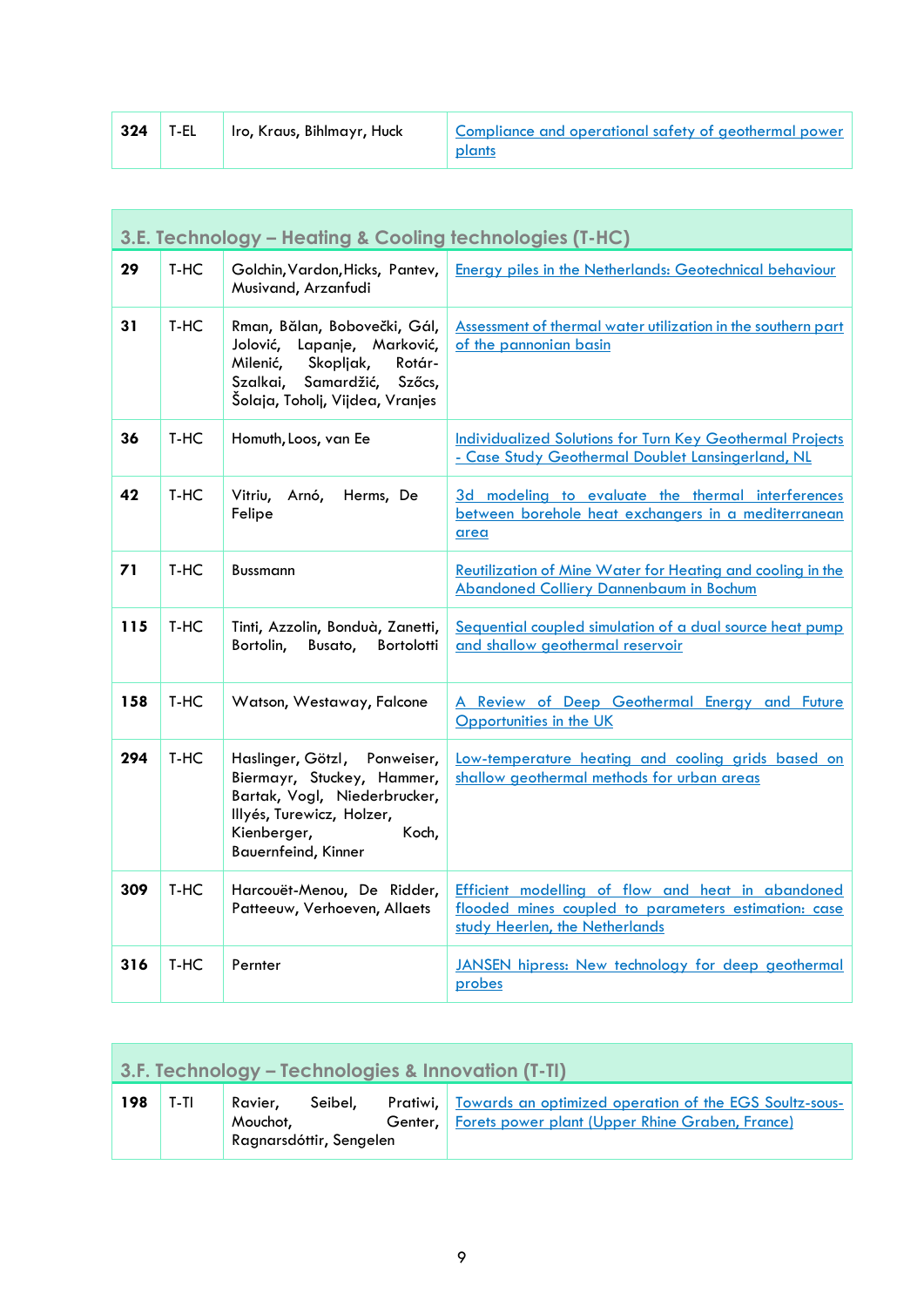| 324 | T-EL | Iro, Kraus, Bihlmayr, Huck | Compliance and operational safety of geothermal power plants |
|---|---|---|---|

## 3.E. Technology – Heating & Cooling technologies (T-HC)

| | | | |
|---|---|---|---|
| 29 | T-HC | Golchin, Vardon, Hicks, Pantev, Musivand, Arzanfudi | Energy piles in the Netherlands: Geotechnical behaviour |
| 31 | T-HC | Rman, Bălan, Bobovečki, Gál, Jolović, Lapanje, Marković, Milenić, Skopljak, Rotár-Szalkai, Samardžić, Szőcs, Šolaja, Toholj, Vijdea, Vranjes | Assessment of thermal water utilization in the southern part of the pannonian basin |
| 36 | T-HC | Homuth, Loos, van Ee | Individualized Solutions for Turn Key Geothermal Projects - Case Study Geothermal Doublet Lansingerland, NL |
| 42 | T-HC | Vitriu, Arnó, Herms, De Felipe | 3d modeling to evaluate the thermal interferences between borehole heat exchangers in a mediterranean area |
| 71 | T-HC | Bussmann | Reutilization of Mine Water for Heating and cooling in the Abandoned Colliery Dannenbaum in Bochum |
| 115 | T-HC | Tinti, Azzolin, Bonduà, Zanetti, Bortolin, Busato, Bortolotti | Sequential coupled simulation of a dual source heat pump and shallow geothermal reservoir |
| 158 | T-HC | Watson, Westaway, Falcone | A Review of Deep Geothermal Energy and Future Opportunities in the UK |
| 294 | T-HC | Haslinger, Götzl, Ponweiser, Biermayr, Stuckey, Hammer, Bartak, Vogl, Niederbrucker, Illyés, Turewicz, Holzer, Kienberger, Koch, Bauernfeind, Kinner | Low-temperature heating and cooling grids based on shallow geothermal methods for urban areas |
| 309 | T-HC | Harcouët-Menou, De Ridder, Patteeuw, Verhoeven, Allaets | Efficient modelling of flow and heat in abandoned flooded mines coupled to parameters estimation: case study Heerlen, the Netherlands |
| 316 | T-HC | Pernter | JANSEN hipress: New technology for deep geothermal probes |

## 3.F. Technology – Technologies & Innovation (T-TI)

| | | | |
|---|---|---|---|
| 198 | T-TI | Ravier, Seibel, Pratiwi, Mouchot, Genter, Ragnarsdóttir, Sengelen | Towards an optimized operation of the EGS Soultz-sous-Forets power plant (Upper Rhine Graben, France) |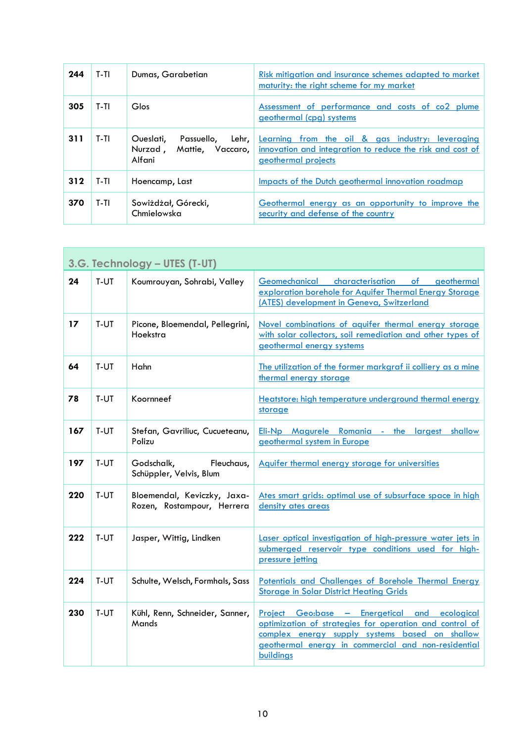| 244 | T-TI | Dumas, Garabetian | Risk mitigation and insurance schemes adapted to market maturity: the right scheme for my market |
|---|---|---|---|
| 305 | T-TI | Glos | Assessment of performance and costs of co2 plume geothermal (cpg) systems |
| 311 | T-TI | Oueslati, Passuello, Lehr, Nurzad , Mattie, Vaccaro, Alfani | Learning from the oil & gas industry: leveraging innovation and integration to reduce the risk and cost of geothermal projects |
| 312 | T-TI | Hoencamp, Last | Impacts of the Dutch geothermal innovation roadmap |
| 370 | T-TI | Sowiżdżał, Górecki, Chmielowska | Geothermal energy as an opportunity to improve the security and defense of the country |

## 3.G. Technology – UTES (T-UT)

| 24 | T-UT | Koumrouyan, Sohrabi, Valley | Geomechanical characterisation of geothermal exploration borehole for Aquifer Thermal Energy Storage (ATES) development in Geneva, Switzerland |
|---|---|---|---|
| 17 | T-UT | Picone, Bloemendal, Pellegrini, Hoekstra | Novel combinations of aquifer thermal energy storage with solar collectors, soil remediation and other types of geothermal energy systems |
| 64 | T-UT | Hahn | The utilization of the former markgraf ii colliery as a mine thermal energy storage |
| 78 | T-UT | Koornneef | Heatstore: high temperature underground thermal energy storage |
| 167 | T-UT | Stefan, Gavriliuc, Cucueteanu, Polizu | Eli-Np Magurele Romania - the largest shallow geothermal system in Europe |
| 197 | T-UT | Godschalk, Fleuchaus, Schüppler, Velvis, Blum | Aquifer thermal energy storage for universities |
| 220 | T-UT | Bloemendal, Keviczky, Jaxa-Rozen, Rostampour, Herrera | Ates smart grids: optimal use of subsurface space in high density ates areas |
| 222 | T-UT | Jasper, Wittig, Lindken | Laser optical investigation of high-pressure water jets in submerged reservoir type conditions used for high-pressure jetting |
| 224 | T-UT | Schulte, Welsch, Formhals, Sass | Potentials and Challenges of Borehole Thermal Energy Storage in Solar District Heating Grids |
| 230 | T-UT | Kühl, Renn, Schneider, Sanner, Mands | Project Geo:base – Energetical and ecological optimization of strategies for operation and control of complex energy supply systems based on shallow geothermal energy in commercial and non-residential buildings |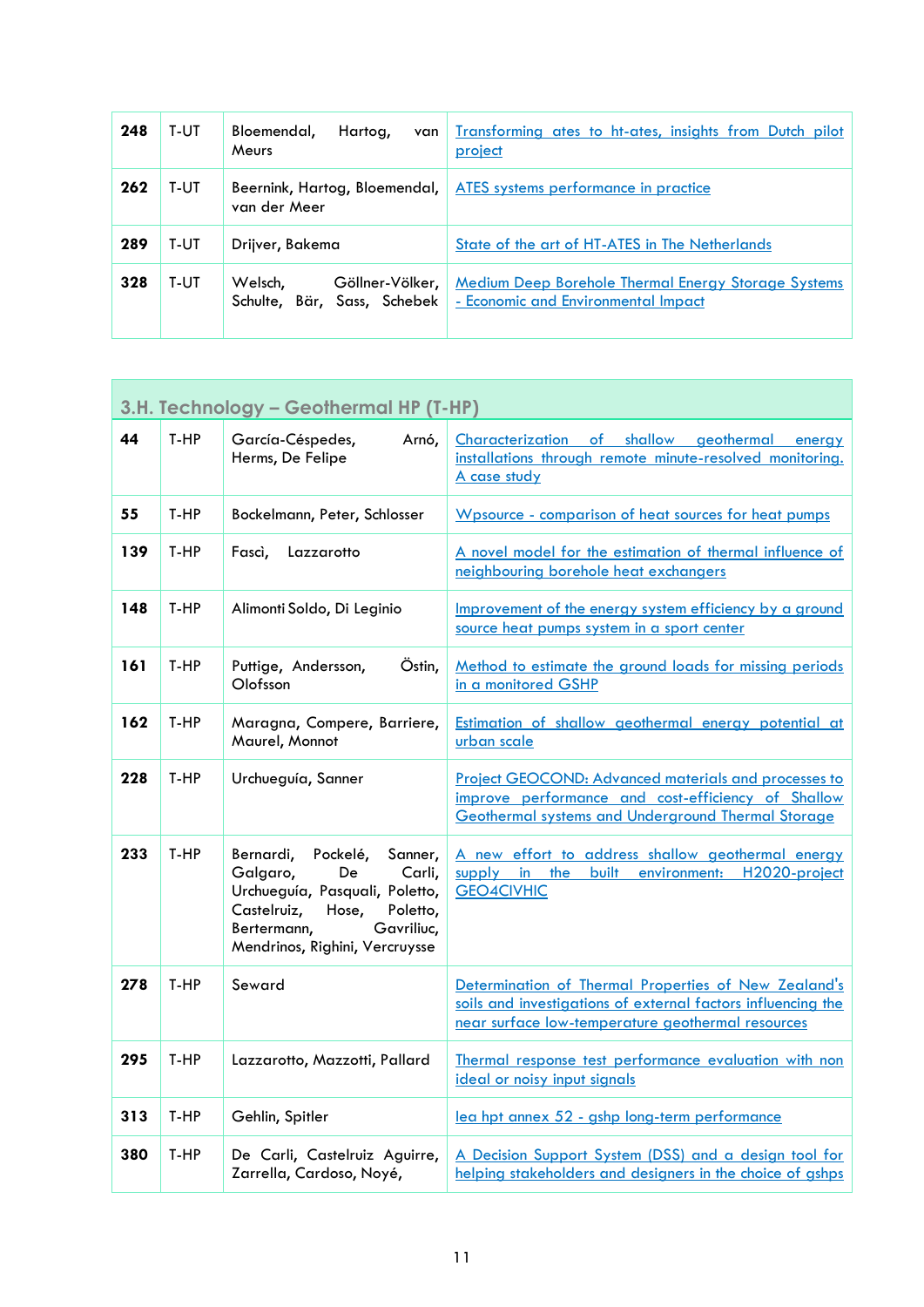| | | | |
|---|---|---|---|
| **248** | T-UT | Bloemendal, Hartog, van Meurs | Transforming ates to ht-ates, insights from Dutch pilot project |
| **262** | T-UT | Beernink, Hartog, Bloemendal, van der Meer | ATES systems performance in practice |
| **289** | T-UT | Drijver, Bakema | State of the art of HT-ATES in The Netherlands |
| **328** | T-UT | Welsch, Göllner-Völker, Schulte, Bär, Sass, Schebek | Medium Deep Borehole Thermal Energy Storage Systems - Economic and Environmental Impact |

## 3.H. Technology – Geothermal HP (T-HP)

| | | | |
|---|---|---|---|
| **44** | T-HP | García-Céspedes, Arnó, Herms, De Felipe | Characterization of shallow geothermal energy installations through remote minute-resolved monitoring. A case study |
| **55** | T-HP | Bockelmann, Peter, Schlosser | Wpsource - comparison of heat sources for heat pumps |
| **139** | T-HP | Fascì, Lazzarotto | A novel model for the estimation of thermal influence of neighbouring borehole heat exchangers |
| **148** | T-HP | Alimonti Soldo, Di Leginio | Improvement of the energy system efficiency by a ground source heat pumps system in a sport center |
| **161** | T-HP | Puttige, Andersson, Östin, Olofsson | Method to estimate the ground loads for missing periods in a monitored GSHP |
| **162** | T-HP | Maragna, Compere, Barriere, Maurel, Monnot | Estimation of shallow geothermal energy potential at urban scale |
| **228** | T-HP | Urchueguía, Sanner | Project GEOCOND: Advanced materials and processes to improve performance and cost-efficiency of Shallow Geothermal systems and Underground Thermal Storage |
| **233** | T-HP | Bernardi, Pockelé, Sanner, Galgaro, De Carli, Urchueguía, Pasquali, Poletto, Castelruiz, Hose, Poletto, Bertermann, Gavriliuc, Mendrinos, Righini, Vercruysse | A new effort to address shallow geothermal energy supply in the built environment: H2020-project GEO4CIVHIC |
| **278** | T-HP | Seward | Determination of Thermal Properties of New Zealand's soils and investigations of external factors influencing the near surface low-temperature geothermal resources |
| **295** | T-HP | Lazzarotto, Mazzotti, Pallard | Thermal response test performance evaluation with non ideal or noisy input signals |
| **313** | T-HP | Gehlin, Spitler | Iea hpt annex 52 - gshp long-term performance |
| **380** | T-HP | De Carli, Castelruiz Aguirre, Zarrella, Cardoso, Noyé, | A Decision Support System (DSS) and a design tool for helping stakeholders and designers in the choice of gshps |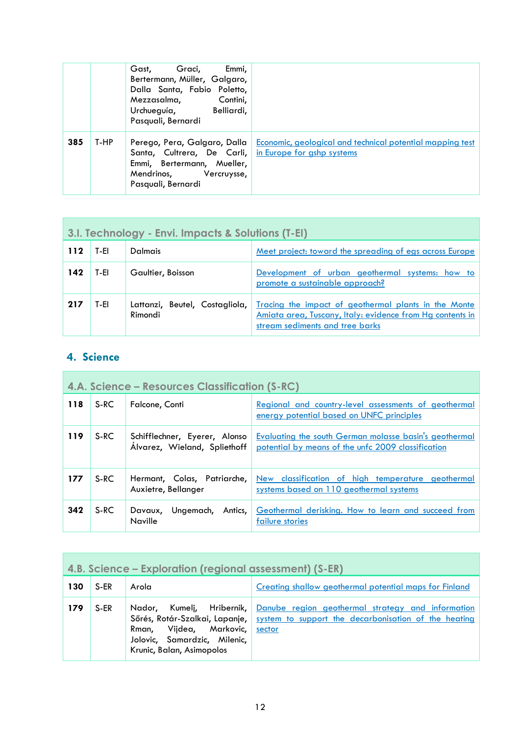|  |  | Gast, Graci, Emmi, Bertermann, Müller, Galgaro, Dalla Santa, Fabio Poletto, Mezzasalma, Contini, Urchueguía, Belliardi, Pasquali, Bernardi |  |
|---|---|---|---|
| **385** | T-HP | Perego, Pera, Galgaro, Dalla Santa, Cultrera, De Carli, Emmi, Bertermann, Mueller, Mendrinos, Vercruysse, Pasquali, Bernardi | Economic, geological and technical potential mapping test in Europe for gshp systems |

| 3.I. Technology - Envi. Impacts & Solutions (T-EI) | | | |
|---|---|---|---|
| **112** | T-EI | Dalmais | Meet project: toward the spreading of egs across Europe |
| **142** | T-EI | Gaultier, Boisson | Development of urban geothermal systems: how to promote a sustainable approach? |
| **217** | T-EI | Lattanzi, Beutel, Costagliola, Rimondi | Tracing the impact of geothermal plants in the Monte Amiata area, Tuscany, Italy: evidence from Hg contents in stream sediments and tree barks |

## 4. Science

| 4.A. Science – Resources Classification (S-RC) | | | |
|---|---|---|---|
| **118** | S-RC | Falcone, Conti | Regional and country-level assessments of geothermal energy potential based on UNFC principles |
| **119** | S-RC | Schifflechner, Eyerer, Alonso Álvarez, Wieland, Spliethoff | Evaluating the south German molasse basin's geothermal potential by means of the unfc 2009 classification |
| **177** | S-RC | Hermant, Colas, Patriarche, Auxietre, Bellanger | New classification of high temperature geothermal systems based on 110 geothermal systems |
| **342** | S-RC | Davaux, Ungemach, Antics, Naville | Geothermal derisking. How to learn and succeed from failure stories |

| 4.B. Science – Exploration (regional assessment) (S-ER) | | | |
|---|---|---|---|
| **130** | S-ER | Arola | Creating shallow geothermal potential maps for Finland |
| **179** | S-ER | Nador, Kumelj, Hribernik, Sőrés, Rotár-Szalkai, Lapanje, Rman, Vijdea, Markovic, Jolovic, Samardzic, Milenic, Krunic, Balan, Asimopolos | Danube region geothermal strategy and information system to support the decarbonisation of the heating sector |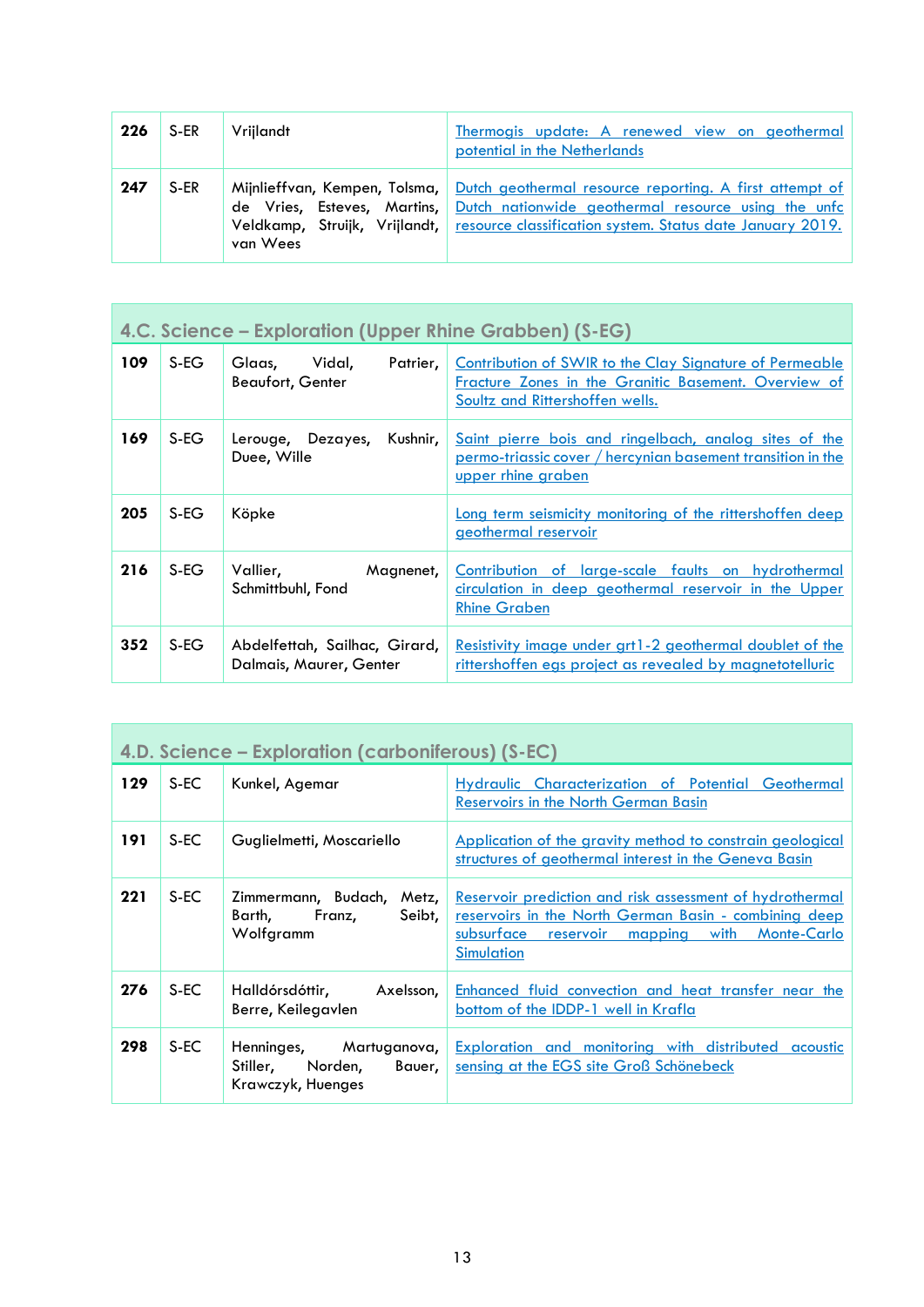| | | | |
|---|---|---|---|
| **226** | S-ER | Vrijlandt | Thermogis update: A renewed view on geothermal potential in the Netherlands |
| **247** | S-ER | Mijnlieffvan, Kempen, Tolsma, de Vries, Esteves, Martins, Veldkamp, Struijk, Vrijlandt, van Wees | Dutch geothermal resource reporting. A first attempt of Dutch nationwide geothermal resource using the unfc resource classification system. Status date January 2019. |

## 4.C. Science – Exploration (Upper Rhine Grabben) (S-EG)

| | | | |
|---|---|---|---|
| **109** | S-EG | Glaas, Vidal, Patrier, Beaufort, Genter | Contribution of SWIR to the Clay Signature of Permeable Fracture Zones in the Granitic Basement. Overview of Soultz and Rittershoffen wells. |
| **169** | S-EG | Lerouge, Dezayes, Kushnir, Duee, Wille | Saint pierre bois and ringelbach, analog sites of the permo-triassic cover / hercynian basement transition in the upper rhine graben |
| **205** | S-EG | Köpke | Long term seismicity monitoring of the rittershoffen deep geothermal reservoir |
| **216** | S-EG | Vallier, Magnenet, Schmittbuhl, Fond | Contribution of large-scale faults on hydrothermal circulation in deep geothermal reservoir in the Upper Rhine Graben |
| **352** | S-EG | Abdelfettah, Sailhac, Girard, Dalmais, Maurer, Genter | Resistivity image under grt1-2 geothermal doublet of the rittershoffen egs project as revealed by magnetotelluric |

## 4.D. Science – Exploration (carboniferous) (S-EC)

| | | | |
|---|---|---|---|
| **129** | S-EC | Kunkel, Agemar | Hydraulic Characterization of Potential Geothermal Reservoirs in the North German Basin |
| **191** | S-EC | Guglielmetti, Moscariello | Application of the gravity method to constrain geological structures of geothermal interest in the Geneva Basin |
| **221** | S-EC | Zimmermann, Budach, Metz, Barth, Franz, Seibt, Wolfgramm | Reservoir prediction and risk assessment of hydrothermal reservoirs in the North German Basin - combining deep subsurface reservoir mapping with Monte-Carlo Simulation |
| **276** | S-EC | Halldórsdóttir, Axelsson, Berre, Keilegavlen | Enhanced fluid convection and heat transfer near the bottom of the IDDP-1 well in Krafla |
| **298** | S-EC | Henninges, Martuganova, Stiller, Norden, Bauer, Krawczyk, Huenges | Exploration and monitoring with distributed acoustic sensing at the EGS site Groß Schönebeck |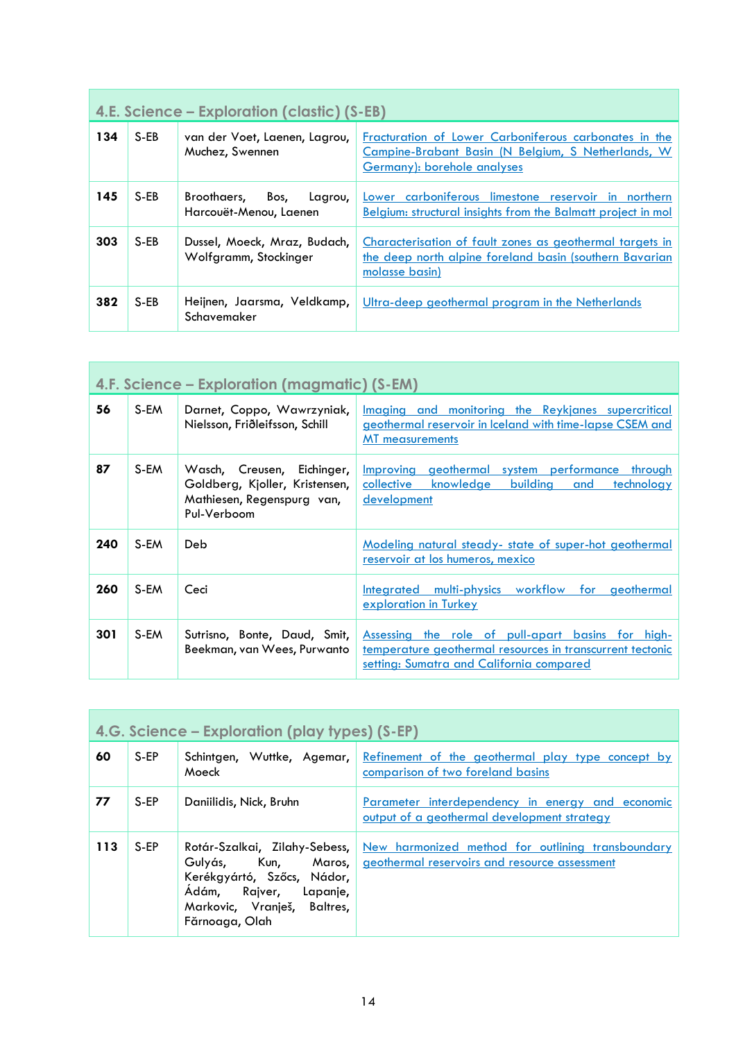## 4.E. Science – Exploration (clastic) (S-EB)

| | | | |
|---|---|---|---|
| **134** | S-EB | van der Voet, Laenen, Lagrou, Muchez, Swennen | Fracturation of Lower Carboniferous carbonates in the Campine-Brabant Basin (N Belgium, S Netherlands, W Germany): borehole analyses |
| **145** | S-EB | Broothaers, Bos, Lagrou, Harcouët-Menou, Laenen | Lower carboniferous limestone reservoir in northern Belgium: structural insights from the Balmatt project in mol |
| **303** | S-EB | Dussel, Moeck, Mraz, Budach, Wolfgramm, Stockinger | Characterisation of fault zones as geothermal targets in the deep north alpine foreland basin (southern Bavarian molasse basin) |
| **382** | S-EB | Heijnen, Jaarsma, Veldkamp, Schavemaker | Ultra-deep geothermal program in the Netherlands |

## 4.F. Science – Exploration (magmatic) (S-EM)

| | | | |
|---|---|---|---|
| **56** | S-EM | Darnet, Coppo, Wawrzyniak, Nielsson, Friðleifsson, Schill | Imaging and monitoring the Reykjanes supercritical geothermal reservoir in Iceland with time-lapse CSEM and MT measurements |
| **87** | S-EM | Wasch, Creusen, Eichinger, Goldberg, Kjoller, Kristensen, Mathiesen, Regenspurg van, Pul-Verboom | Improving geothermal system performance through collective knowledge building and technology development |
| **240** | S-EM | Deb | Modeling natural steady- state of super-hot geothermal reservoir at los humeros, mexico |
| **260** | S-EM | Ceci | Integrated multi-physics workflow for geothermal exploration in Turkey |
| **301** | S-EM | Sutrisno, Bonte, Daud, Smit, Beekman, van Wees, Purwanto | Assessing the role of pull-apart basins for high-temperature geothermal resources in transcurrent tectonic setting: Sumatra and California compared |

## 4.G. Science – Exploration (play types) (S-EP)

| | | | |
|---|---|---|---|
| **60** | S-EP | Schintgen, Wuttke, Agemar, Moeck | Refinement of the geothermal play type concept by comparison of two foreland basins |
| **77** | S-EP | Daniilidis, Nick, Bruhn | Parameter interdependency in energy and economic output of a geothermal development strategy |
| **113** | S-EP | Rotár-Szalkai, Zilahy-Sebess, Gulyás, Kun, Maros, Kerékgyártó, Szőcs, Nádor, Ádám, Rajver, Lapanje, Markovic, Vranješ, Baltres, Fărnoaga, Olah | New harmonized method for outlining transboundary geothermal reservoirs and resource assessment |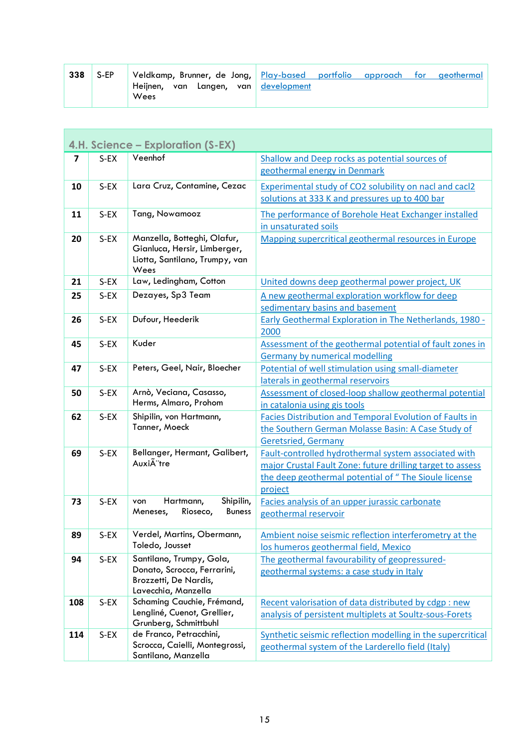| 338 | S-EP | Veldkamp, Brunner, de Jong, Heijnen, van Langen, van Wees | Play-based portfolio approach for geothermal development |
|---|---|---|---|

## 4.H. Science – Exploration (S-EX)

| | | | |
|---|---|---|---|
| 7 | S-EX | Veenhof | Shallow and Deep rocks as potential sources of geothermal energy in Denmark |
| 10 | S-EX | Lara Cruz, Contamine, Cezac | Experimental study of CO2 solubility on nacl and cacl2 solutions at 333 K and pressures up to 400 bar |
| 11 | S-EX | Tang, Nowamooz | The performance of Borehole Heat Exchanger installed in unsaturated soils |
| 20 | S-EX | Manzella, Botteghi, Olafur, Gianluca, Hersir, Limberger, Liotta, Santilano, Trumpy, van Wees | Mapping supercritical geothermal resources in Europe |
| 21 | S-EX | Law, Ledingham, Cotton | United downs deep geothermal power project, UK |
| 25 | S-EX | Dezayes, Sp3 Team | A new geothermal exploration workflow for deep sedimentary basins and basement |
| 26 | S-EX | Dufour, Heederik | Early Geothermal Exploration in The Netherlands, 1980 - 2000 |
| 45 | S-EX | Kuder | Assessment of the geothermal potential of fault zones in Germany by numerical modelling |
| 47 | S-EX | Peters, Geel, Nair, Bloecher | Potential of well stimulation using small-diameter laterals in geothermal reservoirs |
| 50 | S-EX | Arnò, Veciana, Casasso, Herms, Almaro, Prohom | Assessment of closed-loop shallow geothermal potential in catalonia using gis tools |
| 62 | S-EX | Shipilin, von Hartmann, Tanner, Moeck | Facies Distribution and Temporal Evolution of Faults in the Southern German Molasse Basin: A Case Study of Geretsried, Germany |
| 69 | S-EX | Bellanger, Hermant, Galibert, AuxiÃ¨tre | Fault-controlled hydrothermal system associated with major Crustal Fault Zone: future drilling target to assess the deep geothermal potential of " The Sioule license project |
| 73 | S-EX | von Hartmann, Shipilin, Meneses, Rioseco, Buness | Facies analysis of an upper jurassic carbonate geothermal reservoir |
| 89 | S-EX | Verdel, Martins, Obermann, Toledo, Jousset | Ambient noise seismic reflection interferometry at the los humeros geothermal field, Mexico |
| 94 | S-EX | Santilano, Trumpy, Gola, Donato, Scrocca, Ferrarini, Brozzetti, De Nardis, Lavecchia, Manzella | The geothermal favourability of geopressured-geothermal systems: a case study in Italy |
| 108 | S-EX | Schaming Cauchie, Frémand, Lengliné, Cuenot, Grellier, Grunberg, Schmittbuhl | Recent valorisation of data distributed by cdgp : new analysis of persistent multiplets at Soultz-sous-Forets |
| 114 | S-EX | de Franco, Petracchini, Scrocca, Caielli, Montegrossi, Santilano, Manzella | Synthetic seismic reflection modelling in the supercritical geothermal system of the Larderello field (Italy) |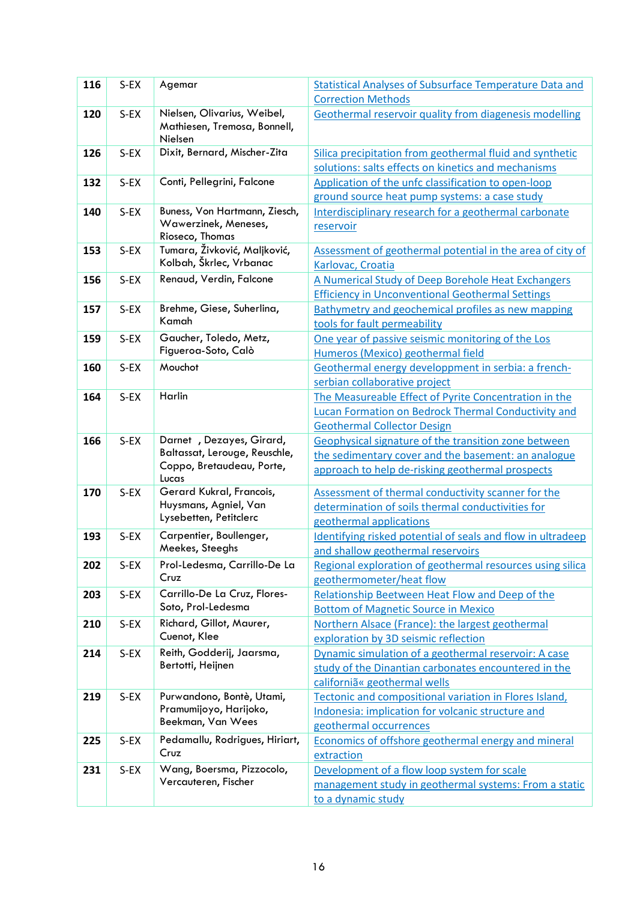| 116 | S-EX | Agemar | Statistical Analyses of Subsurface Temperature Data and Correction Methods |
|---|---|---|---|
| 120 | S-EX | Nielsen, Olivarius, Weibel, Mathiesen, Tremosa, Bonnell, Nielsen | Geothermal reservoir quality from diagenesis modelling |
| 126 | S-EX | Dixit, Bernard, Mischer-Zita | Silica precipitation from geothermal fluid and synthetic solutions: salts effects on kinetics and mechanisms |
| 132 | S-EX | Conti, Pellegrini, Falcone | Application of the unfc classification to open-loop ground source heat pump systems: a case study |
| 140 | S-EX | Buness, Von Hartmann, Ziesch, Wawerzinek, Meneses, Rioseco, Thomas | Interdisciplinary research for a geothermal carbonate reservoir |
| 153 | S-EX | Tumara, Živković, Maljković, Kolbah, Škrlec, Vrbanac | Assessment of geothermal potential in the area of city of Karlovac, Croatia |
| 156 | S-EX | Renaud, Verdin, Falcone | A Numerical Study of Deep Borehole Heat Exchangers Efficiency in Unconventional Geothermal Settings |
| 157 | S-EX | Brehme, Giese, Suherlina, Kamah | Bathymetry and geochemical profiles as new mapping tools for fault permeability |
| 159 | S-EX | Gaucher, Toledo, Metz, Figueroa-Soto, Calò | One year of passive seismic monitoring of the Los Humeros (Mexico) geothermal field |
| 160 | S-EX | Mouchot | Geothermal energy developpment in serbia: a french-serbian collaborative project |
| 164 | S-EX | Harlin | The Measureable Effect of Pyrite Concentration in the Lucan Formation on Bedrock Thermal Conductivity and Geothermal Collector Design |
| 166 | S-EX | Darnet , Dezayes, Girard, Baltassat, Lerouge, Reuschle, Coppo, Bretaudeau, Porte, Lucas | Geophysical signature of the transition zone between the sedimentary cover and the basement: an analogue approach to help de-risking geothermal prospects |
| 170 | S-EX | Gerard Kukral, Francois, Huysmans, Agniel, Van Lysebetten, Petitclerc | Assessment of thermal conductivity scanner for the determination of soils thermal conductivities for geothermal applications |
| 193 | S-EX | Carpentier, Boullenger, Meekes, Steeghs | Identifying risked potential of seals and flow in ultradeep and shallow geothermal reservoirs |
| 202 | S-EX | Prol-Ledesma, Carrillo-De La Cruz | Regional exploration of geothermal resources using silica geothermometer/heat flow |
| 203 | S-EX | Carrillo-De La Cruz, Flores-Soto, Prol-Ledesma | Relationship Beetween Heat Flow and Deep of the Bottom of Magnetic Source in Mexico |
| 210 | S-EX | Richard, Gillot, Maurer, Cuenot, Klee | Northern Alsace (France): the largest geothermal exploration by 3D seismic reflection |
| 214 | S-EX | Reith, Godderij, Jaarsma, Bertotti, Heijnen | Dynamic simulation of a geothermal reservoir: A case study of the Dinantian carbonates encountered in the californiã« geothermal wells |
| 219 | S-EX | Purwandono, Bontè, Utami, Pramumijoyo, Harijoko, Beekman, Van Wees | Tectonic and compositional variation in Flores Island, Indonesia: implication for volcanic structure and geothermal occurrences |
| 225 | S-EX | Pedamallu, Rodrigues, Hiriart, Cruz | Economics of offshore geothermal energy and mineral extraction |
| 231 | S-EX | Wang, Boersma, Pizzocolo, Vercauteren, Fischer | Development of a flow loop system for scale management study in geothermal systems: From a static to a dynamic study |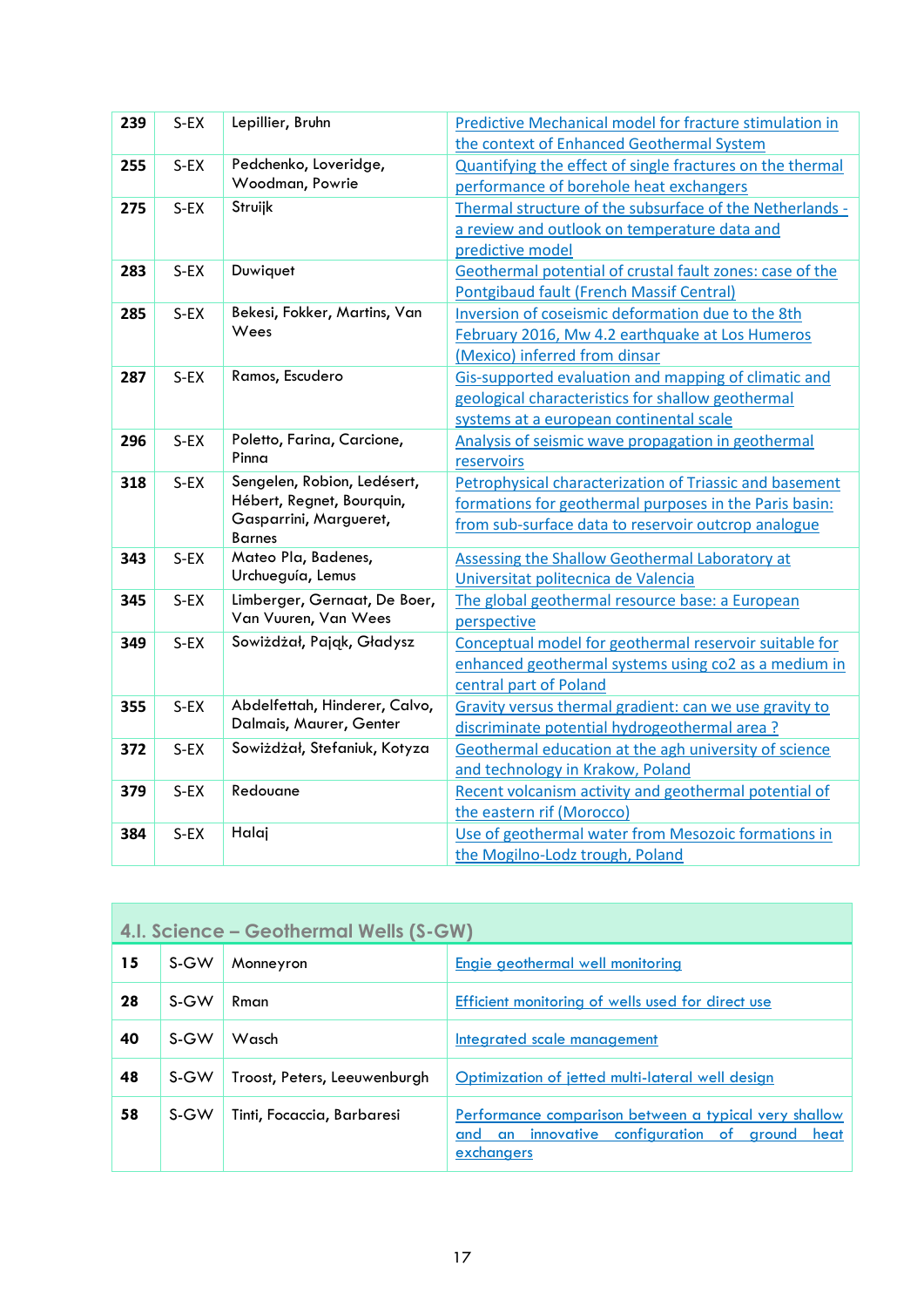| | | | |
|---|---|---|---|
| **239** | S-EX | Lepillier, Bruhn | Predictive Mechanical model for fracture stimulation in the context of Enhanced Geothermal System |
| **255** | S-EX | Pedchenko, Loveridge, Woodman, Powrie | Quantifying the effect of single fractures on the thermal performance of borehole heat exchangers |
| **275** | S-EX | Struijk | Thermal structure of the subsurface of the Netherlands - a review and outlook on temperature data and predictive model |
| **283** | S-EX | Duwiquet | Geothermal potential of crustal fault zones: case of the Pontgibaud fault (French Massif Central) |
| **285** | S-EX | Bekesi, Fokker, Martins, Van Wees | Inversion of coseismic deformation due to the 8th February 2016, Mw 4.2 earthquake at Los Humeros (Mexico) inferred from dinsar |
| **287** | S-EX | Ramos, Escudero | Gis-supported evaluation and mapping of climatic and geological characteristics for shallow geothermal systems at a european continental scale |
| **296** | S-EX | Poletto, Farina, Carcione, Pinna | Analysis of seismic wave propagation in geothermal reservoirs |
| **318** | S-EX | Sengelen, Robion, Ledésert, Hébert, Regnet, Bourquin, Gasparrini, Marguerет, Barnes | Petrophysical characterization of Triassic and basement formations for geothermal purposes in the Paris basin: from sub-surface data to reservoir outcrop analogue |
| **343** | S-EX | Mateo Pla, Badenes, Urchueguía, Lemus | Assessing the Shallow Geothermal Laboratory at Universitat politecnica de Valencia |
| **345** | S-EX | Limberger, Gernaat, De Boer, Van Vuuren, Van Wees | The global geothermal resource base: a European perspective |
| **349** | S-EX | Sowiżdżał, Pająk, Gładysz | Conceptual model for geothermal reservoir suitable for enhanced geothermal systems using co2 as a medium in central part of Poland |
| **355** | S-EX | Abdelfettah, Hinderer, Calvo, Dalmais, Maurer, Genter | Gravity versus thermal gradient: can we use gravity to discriminate potential hydrogeothermal area ? |
| **372** | S-EX | Sowiżdżał, Stefaniuk, Kotyza | Geothermal education at the agh university of science and technology in Krakow, Poland |
| **379** | S-EX | Redouane | Recent volcanism activity and geothermal potential of the eastern rif (Morocco) |
| **384** | S-EX | Halaj | Use of geothermal water from Mesozoic formations in the Mogilno-Lodz trough, Poland |

## 4.I. Science – Geothermal Wells (S-GW)

| | | | |
|---|---|---|---|
| **15** | S-GW | Monneyron | Engie geothermal well monitoring |
| **28** | S-GW | Rman | Efficient monitoring of wells used for direct use |
| **40** | S-GW | Wasch | Integrated scale management |
| **48** | S-GW | Troost, Peters, Leeuwenburgh | Optimization of jetted multi-lateral well design |
| **58** | S-GW | Tinti, Focaccia, Barbaresi | Performance comparison between a typical very shallow and an innovative configuration of ground heat exchangers |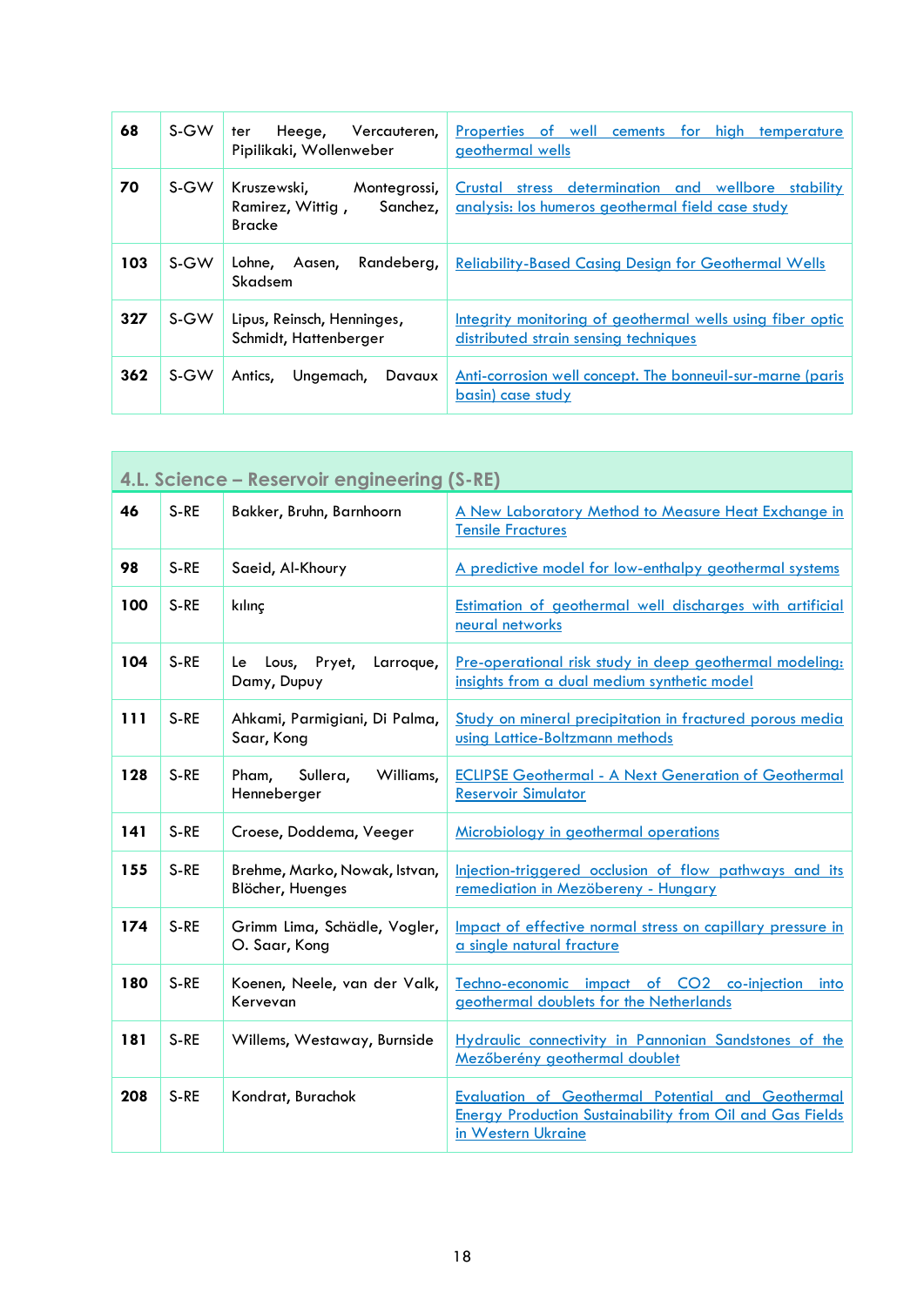| | | | |
|---|---|---|---|
| **68** | S-GW | ter Heege, Vercauteren, Pipilikaki, Wollenweber | Properties of well cements for high temperature geothermal wells |
| **70** | S-GW | Kruszewski, Montegrossi, Ramirez, Wittig , Sanchez, Bracke | Crustal stress determination and wellbore stability analysis: los humeros geothermal field case study |
| **103** | S-GW | Lohne, Aasen, Randeberg, Skadsem | Reliability-Based Casing Design for Geothermal Wells |
| **327** | S-GW | Lipus, Reinsch, Henninges, Schmidt, Hattenberger | Integrity monitoring of geothermal wells using fiber optic distributed strain sensing techniques |
| **362** | S-GW | Antics, Ungemach, Davaux | Anti-corrosion well concept. The bonneuil-sur-marne (paris basin) case study |

## 4.L. Science – Reservoir engineering (S-RE)

| | | | |
|---|---|---|---|
| **46** | S-RE | Bakker, Bruhn, Barnhoorn | A New Laboratory Method to Measure Heat Exchange in Tensile Fractures |
| **98** | S-RE | Saeid, Al-Khoury | A predictive model for low-enthalpy geothermal systems |
| **100** | S-RE | kılınç | Estimation of geothermal well discharges with artificial neural networks |
| **104** | S-RE | Le Lous, Pryet, Larroque, Damy, Dupuy | Pre-operational risk study in deep geothermal modeling: insights from a dual medium synthetic model |
| **111** | S-RE | Ahkami, Parmigiani, Di Palma, Saar, Kong | Study on mineral precipitation in fractured porous media using Lattice-Boltzmann methods |
| **128** | S-RE | Pham, Sullera, Williams, Henneberger | ECLIPSE Geothermal - A Next Generation of Geothermal Reservoir Simulator |
| **141** | S-RE | Croese, Doddema, Veeger | Microbiology in geothermal operations |
| **155** | S-RE | Brehme, Marko, Nowak, Istvan, Blöcher, Huenges | Injection-triggered occlusion of flow pathways and its remediation in Mezöbereny - Hungary |
| **174** | S-RE | Grimm Lima, Schädle, Vogler, O. Saar, Kong | Impact of effective normal stress on capillary pressure in a single natural fracture |
| **180** | S-RE | Koenen, Neele, van der Valk, Kervevan | Techno-economic impact of CO2 co-injection into geothermal doublets for the Netherlands |
| **181** | S-RE | Willems, Westaway, Burnside | Hydraulic connectivity in Pannonian Sandstones of the Mezőberény geothermal doublet |
| **208** | S-RE | Kondrat, Burachok | Evaluation of Geothermal Potential and Geothermal Energy Production Sustainability from Oil and Gas Fields in Western Ukraine |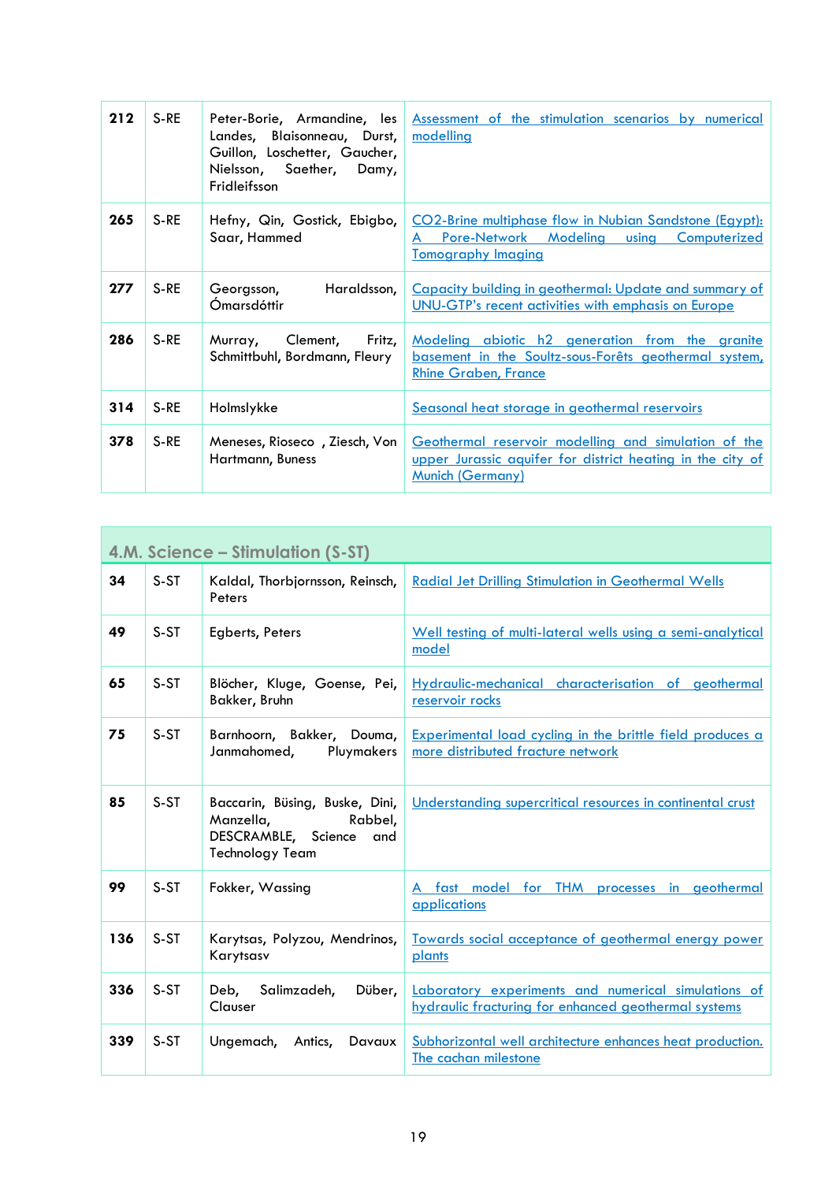| | | | |
|---|---|---|---|
| **212** | S-RE | Peter-Borie, Armandine, les Landes, Blaisonneau, Durst, Guillon, Loschetter, Gaucher, Nielsson, Saether, Damy, Fridleifsson | Assessment of the stimulation scenarios by numerical modelling |
| **265** | S-RE | Hefny, Qin, Gostick, Ebigbo, Saar, Hammed | CO2-Brine multiphase flow in Nubian Sandstone (Egypt): A Pore-Network Modeling using Computerized Tomography Imaging |
| **277** | S-RE | Georgsson, Haraldsson, Ómarsdóttir | Capacity building in geothermal: Update and summary of UNU-GTP's recent activities with emphasis on Europe |
| **286** | S-RE | Murray, Clement, Fritz, Schmittbuhl, Bordmann, Fleury | Modeling abiotic h2 generation from the granite basement in the Soultz-sous-Forêts geothermal system, Rhine Graben, France |
| **314** | S-RE | Holmslykke | Seasonal heat storage in geothermal reservoirs |
| **378** | S-RE | Meneses, Rioseco , Ziesch, Von Hartmann, Buness | Geothermal reservoir modelling and simulation of the upper Jurassic aquifer for district heating in the city of Munich (Germany) |

## 4.M. Science – Stimulation (S-ST)

| | | | |
|---|---|---|---|
| **34** | S-ST | Kaldal, Thorbjornsson, Reinsch, Peters | Radial Jet Drilling Stimulation in Geothermal Wells |
| **49** | S-ST | Egberts, Peters | Well testing of multi-lateral wells using a semi-analytical model |
| **65** | S-ST | Blöcher, Kluge, Goense, Pei, Bakker, Bruhn | Hydraulic-mechanical characterisation of geothermal reservoir rocks |
| **75** | S-ST | Barnhoorn, Bakker, Douma, Janmahomed, Pluymakers | Experimental load cycling in the brittle field produces a more distributed fracture network |
| **85** | S-ST | Baccarin, Büsing, Buske, Dini, Manzella, Rabbel, DESCRAMBLE, Science and Technology Team | Understanding supercritical resources in continental crust |
| **99** | S-ST | Fokker, Wassing | A fast model for THM processes in geothermal applications |
| **136** | S-ST | Karytsas, Polyzou, Mendrinos, Karytsasv | Towards social acceptance of geothermal energy power plants |
| **336** | S-ST | Deb, Salimzadeh, Düber, Clauser | Laboratory experiments and numerical simulations of hydraulic fracturing for enhanced geothermal systems |
| **339** | S-ST | Ungemach, Antics, Davaux | Subhorizontal well architecture enhances heat production. The cachan milestone |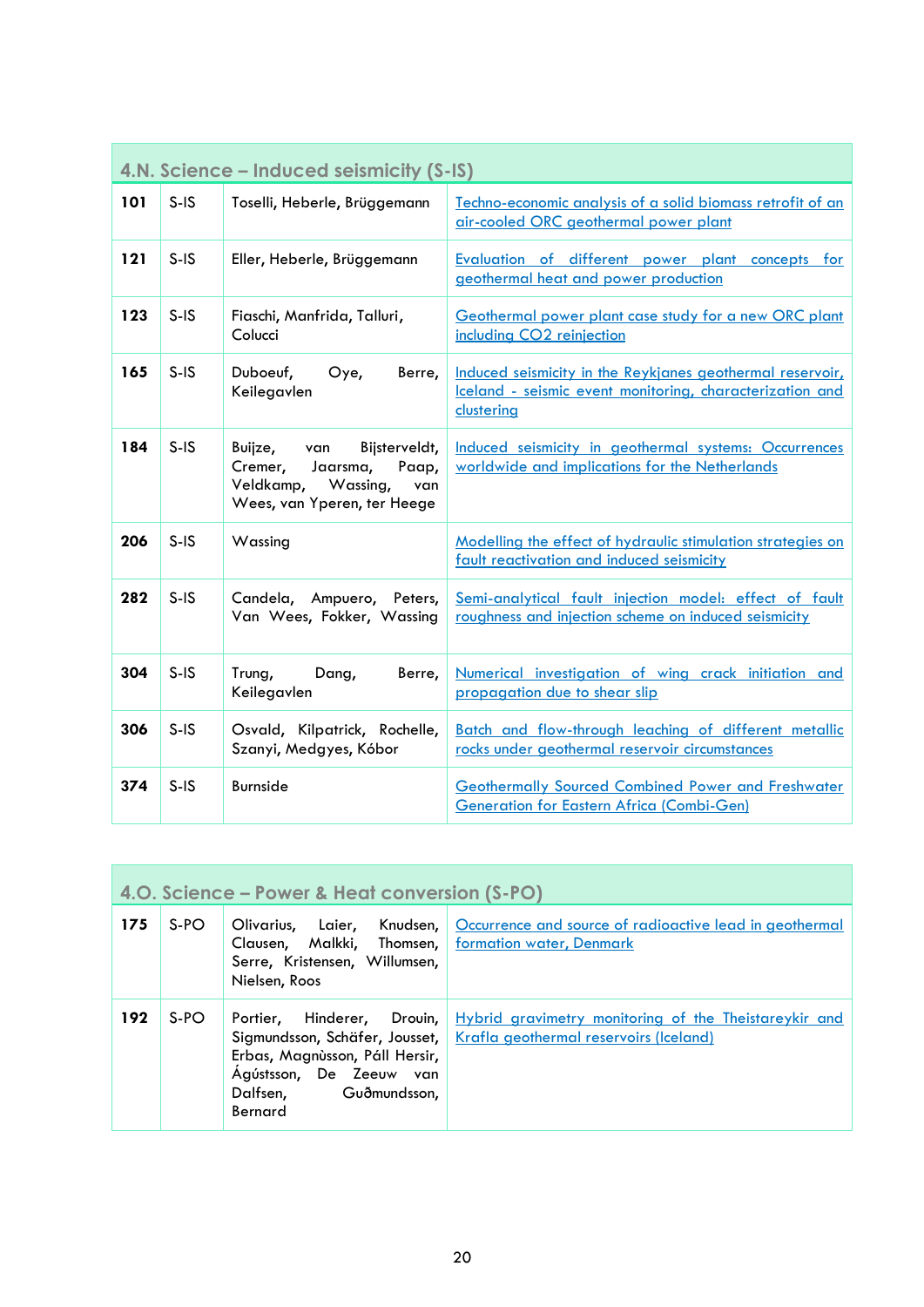## 4.N. Science – Induced seismicity (S-IS)

| | | | |
|---|---|---|---|
| **101** | S-IS | Toselli, Heberle, Brüggemann | Techno-economic analysis of a solid biomass retrofit of an air-cooled ORC geothermal power plant |
| **121** | S-IS | Eller, Heberle, Brüggemann | Evaluation of different power plant concepts for geothermal heat and power production |
| **123** | S-IS | Fiaschi, Manfrida, Talluri, Colucci | Geothermal power plant case study for a new ORC plant including CO2 reinjection |
| **165** | S-IS | Duboeuf, Oye, Berre, Keilegavlen | Induced seismicity in the Reykjanes geothermal reservoir, Iceland - seismic event monitoring, characterization and clustering |
| **184** | S-IS | Buijze, van Bijsterveldt, Cremer, Jaarsma, Paap, Veldkamp, Wassing, van Wees, van Yperen, ter Heege | Induced seismicity in geothermal systems: Occurrences worldwide and implications for the Netherlands |
| **206** | S-IS | Wassing | Modelling the effect of hydraulic stimulation strategies on fault reactivation and induced seismicity |
| **282** | S-IS | Candela, Ampuero, Peters, Van Wees, Fokker, Wassing | Semi-analytical fault injection model: effect of fault roughness and injection scheme on induced seismicity |
| **304** | S-IS | Trung, Dang, Berre, Keilegavlen | Numerical investigation of wing crack initiation and propagation due to shear slip |
| **306** | S-IS | Osvald, Kilpatrick, Rochelle, Szanyi, Medgyes, Kóbor | Batch and flow-through leaching of different metallic rocks under geothermal reservoir circumstances |
| **374** | S-IS | Burnside | Geothermally Sourced Combined Power and Freshwater Generation for Eastern Africa (Combi-Gen) |

## 4.O. Science – Power & Heat conversion (S-PO)

| | | | |
|---|---|---|---|
| **175** | S-PO | Olivarius, Laier, Knudsen, Clausen, Malkki, Thomsen, Serre, Kristensen, Willumsen, Nielsen, Roos | Occurrence and source of radioactive lead in geothermal formation water, Denmark |
| **192** | S-PO | Portier, Hinderer, Drouin, Sigmundsson, Schäfer, Jousset, Erbas, Magnùsson, Páll Hersir, Ágústsson, De Zeeuw van Dalfsen, Guðmundsson, Bernard | Hybrid gravimetry monitoring of the Theistareykir and Krafla geothermal reservoirs (Iceland) |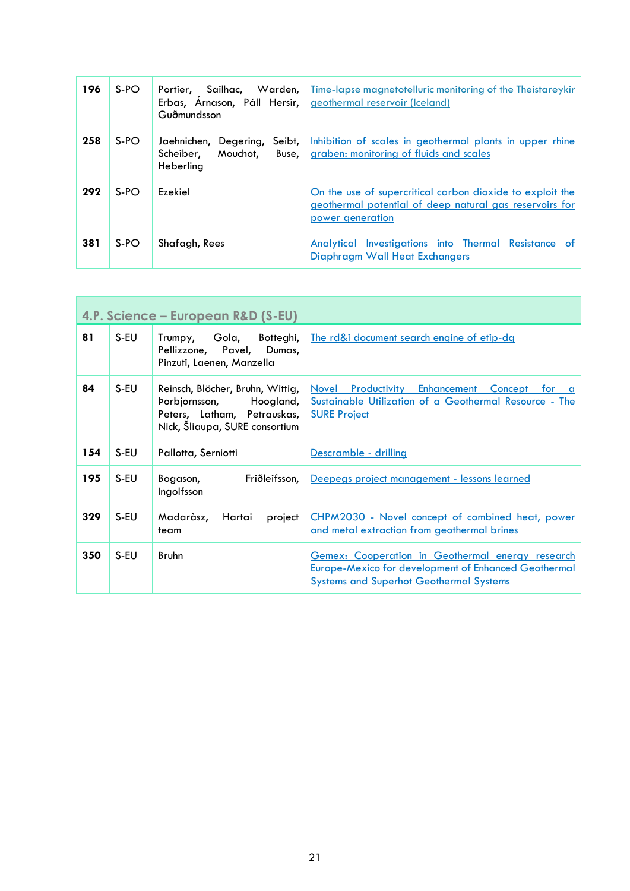| | | | |
|---|---|---|---|
| **196** | S-PO | Portier, Sailhac, Warden, Erbas, Árnason, Páll Hersir, Guðmundsson | Time-lapse magnetotelluric monitoring of the Theistareykir geothermal reservoir (Iceland) |
| **258** | S-PO | Jaehnichen, Degering, Seibt, Scheiber, Mouchot, Buse, Heberling | Inhibition of scales in geothermal plants in upper rhine graben: monitoring of fluids and scales |
| **292** | S-PO | Ezekiel | On the use of supercritical carbon dioxide to exploit the geothermal potential of deep natural gas reservoirs for power generation |
| **381** | S-PO | Shafagh, Rees | Analytical Investigations into Thermal Resistance of Diaphragm Wall Heat Exchangers |

## 4.P. Science – European R&D (S-EU)

| | | | |
|---|---|---|---|
| **81** | S-EU | Trumpy, Gola, Botteghi, Pellizzone, Pavel, Dumas, Pinzuti, Laenen, Manzella | The rd&i document search engine of etip-dg |
| **84** | S-EU | Reinsch, Blöcher, Bruhn, Wittig, Þorbjornsson, Hoogland, Peters, Latham, Petrauskas, Nick, Šliaupa, SURE consortium | Novel Productivity Enhancement Concept for a Sustainable Utilization of a Geothermal Resource - The SURE Project |
| **154** | S-EU | Pallotta, Serniotti | Descramble - drilling |
| **195** | S-EU | Bogason, Friðleifsson, Ingolfsson | Deepegs project management - lessons learned |
| **329** | S-EU | Madaràsz, Hartai project team | CHPM2030 - Novel concept of combined heat, power and metal extraction from geothermal brines |
| **350** | S-EU | Bruhn | Gemex: Cooperation in Geothermal energy research Europe-Mexico for development of Enhanced Geothermal Systems and Superhot Geothermal Systems |